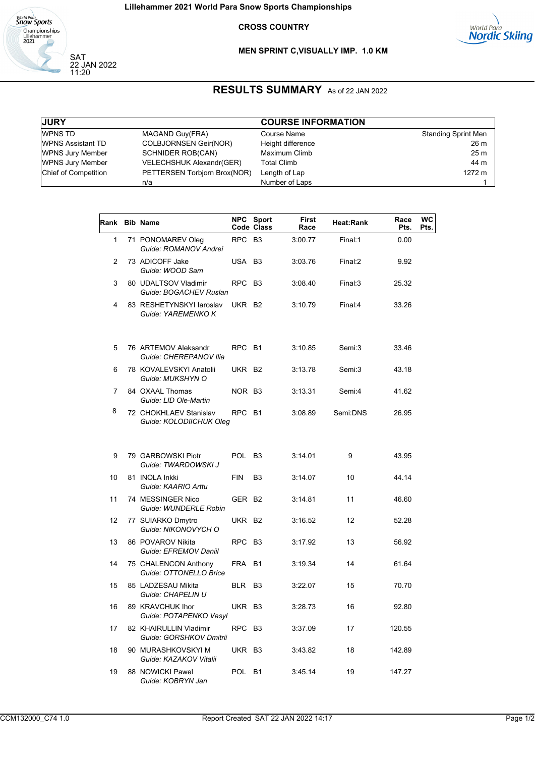# Lillehammer 2021 World Para Snow Sports Championships

## CROSS COUNTRY

### MEN SPRINT C,VISUALLY IMP. 1.0 KM

SAT
22 JAN 2022
11:20

## RESULTS SUMMARY As of 22 JAN 2022

| JURY | | COURSE INFORMATION | |
|---|---|---|---|
| WPNS TD | MAGAND Guy(FRA) | Course Name | Standing Sprint Men |
| WPNS Assistant TD | COLBJORNSEN Geir(NOR) | Height difference | 26 m |
| WPNS Jury Member | SCHNIDER ROB(CAN) | Maximum Climb | 25 m |
| WPNS Jury Member | VELECHSHUK Alexandr(GER) | Total Climb | 44 m |
| Chief of Competition | PETTERSEN Torbjorn Brox(NOR) | Length of Lap | 1272 m |
| | n/a | Number of Laps | 1 |

| Rank | Bib | Name | NPC Code | Sport Class | First Race | Heat:Rank | Race Pts. | WC Pts. |
|---|---|---|---|---|---|---|---|---|
| 1 | 71 | PONOMAREV Oleg<br>*Guide: ROMANOV Andrei* | RPC | B3 | 3:00.77 | Final:1 | 0.00 | |
| 2 | 73 | ADICOFF Jake<br>*Guide: WOOD Sam* | USA | B3 | 3:03.76 | Final:2 | 9.92 | |
| 3 | 80 | UDALTSOV Vladimir<br>*Guide: BOGACHEV Ruslan* | RPC | B3 | 3:08.40 | Final:3 | 25.32 | |
| 4 | 83 | RESHETYNSKYI Iaroslav<br>*Guide: YAREMENKO K* | UKR | B2 | 3:10.79 | Final:4 | 33.26 | |
| 5 | 76 | ARTEMOV Aleksandr<br>*Guide: CHEREPANOV Ilia* | RPC | B1 | 3:10.85 | Semi:3 | 33.46 | |
| 6 | 78 | KOVALEVSKYI Anatolii<br>*Guide: MUKSHYN O* | UKR | B2 | 3:13.78 | Semi:3 | 43.18 | |
| 7 | 84 | OXAAL Thomas<br>*Guide: LID Ole-Martin* | NOR | B3 | 3:13.31 | Semi:4 | 41.62 | |
| 8 | 72 | CHOKHLAEV Stanislav<br>*Guide: KOLODIICHUK Oleg* | RPC | B1 | 3:08.89 | Semi:DNS | 26.95 | |
| 9 | 79 | GARBOWSKI Piotr<br>*Guide: TWARDOWSKI J* | POL | B3 | 3:14.01 | 9 | 43.95 | |
| 10 | 81 | INOLA Inkki<br>*Guide: KAARIO Arttu* | FIN | B3 | 3:14.07 | 10 | 44.14 | |
| 11 | 74 | MESSINGER Nico<br>*Guide: WUNDERLE Robin* | GER | B2 | 3:14.81 | 11 | 46.60 | |
| 12 | 77 | SUIARKO Dmytro<br>*Guide: NIKONOVYCH O* | UKR | B2 | 3:16.52 | 12 | 52.28 | |
| 13 | 86 | POVAROV Nikita<br>*Guide: EFREMOV Daniil* | RPC | B3 | 3:17.92 | 13 | 56.92 | |
| 14 | 75 | CHALENCON Anthony<br>*Guide: OTTONELLO Brice* | FRA | B1 | 3:19.34 | 14 | 61.64 | |
| 15 | 85 | LADZESAU Mikita<br>*Guide: CHAPELIN U* | BLR | B3 | 3:22.07 | 15 | 70.70 | |
| 16 | 89 | KRAVCHUK Ihor<br>*Guide: POTAPENKO Vasyl* | UKR | B3 | 3:28.73 | 16 | 92.80 | |
| 17 | 82 | KHAIRULLIN Vladimir<br>*Guide: GORSHKOV Dmitrii* | RPC | B3 | 3:37.09 | 17 | 120.55 | |
| 18 | 90 | MURASHKOVSKYI M<br>*Guide: KAZAKOV Vitalii* | UKR | B3 | 3:43.82 | 18 | 142.89 | |
| 19 | 88 | NOWICKI Pawel<br>*Guide: KOBRYN Jan* | POL | B1 | 3:45.14 | 19 | 147.27 | |

CCM132000_C74 1.0 Report Created SAT 22 JAN 2022 14:17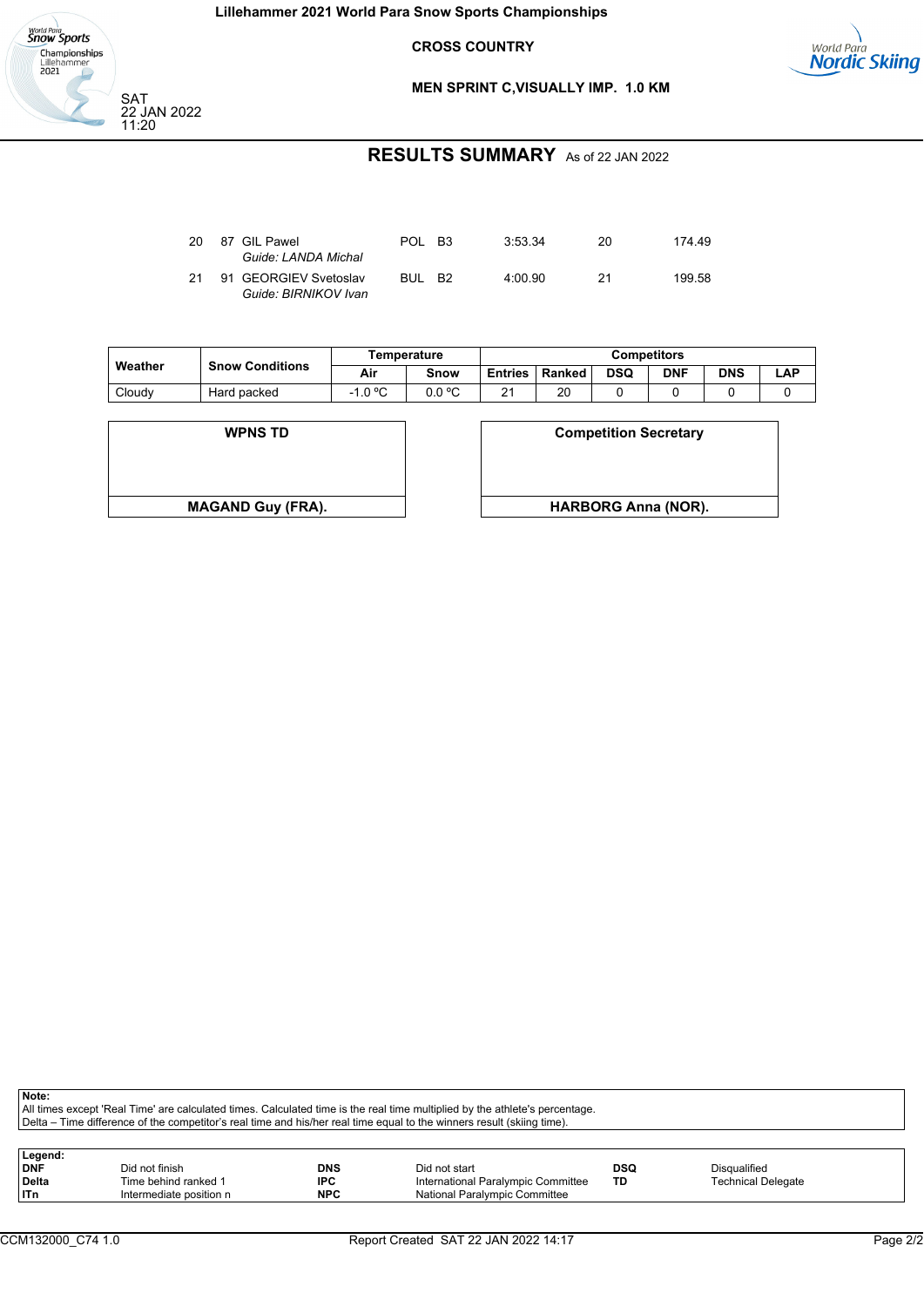Lillehammer 2021 World Para Snow Sports Championships

## CROSS COUNTRY

### MEN SPRINT C,VISUALLY IMP. 1.0 KM

SAT
22 JAN 2022
11:20

## RESULTS SUMMARY As of 22 JAN 2022

| | | | | | | | |
|---|---|---|---|---|---|---|---|
| 20 | 87 | GIL Pawel<br>*Guide: LANDA Michal* | POL | B3 | 3:53.34 | 20 | 174.49 |
| 21 | 91 | GEORGIEV Svetoslav<br>*Guide: BIRNIKOV Ivan* | BUL | B2 | 4:00.90 | 21 | 199.58 |

| Weather | Snow Conditions | Temperature | | Competitors | | | | | |
|---|---|---|---|---|---|---|---|---|---|
| | | Air | Snow | Entries | Ranked | DSQ | DNF | DNS | LAP |
| Cloudy | Hard packed | -1.0 ºC | 0.0 ºC | 21 | 20 | 0 | 0 | 0 | 0 |

| WPNS TD | Competition Secretary |
|---|---|
| MAGAND Guy (FRA). | HARBORG Anna (NOR). |

**Note:**
All times except 'Real Time' are calculated times. Calculated time is the real time multiplied by the athlete's percentage.
Delta – Time difference of the competitor's real time and his/her real time equal to the winners result (skiing time).

**Legend:**

| | | | | | |
|---|---|---|---|---|---|
| **DNF** | Did not finish | **DNS** | Did not start | **DSQ** | Disqualified |
| **Delta** | Time behind ranked 1 | **IPC** | International Paralympic Committee | **TD** | Technical Delegate |
| **ITn** | Intermediate position n | **NPC** | National Paralympic Committee | | |

CCM132000_C74 1.0 Report Created SAT 22 JAN 2022 14:17